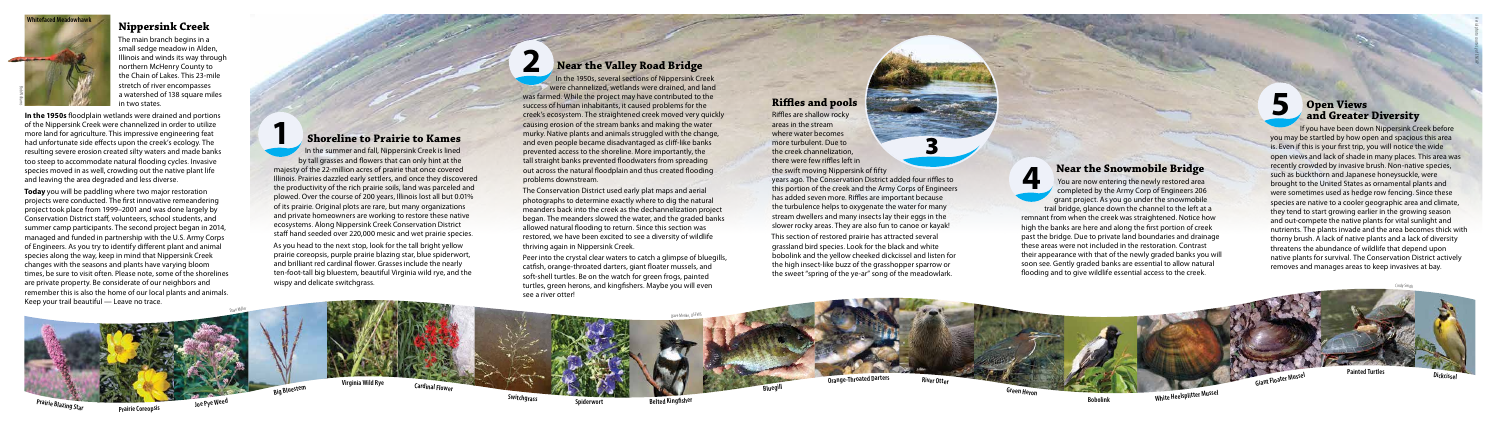Whitefaced Meadowhawk

## Nippersink Creek

The main branch begins in a small sedge meadow in Alden, Illinois and winds its way through northern McHenry County to the Chain of Lakes. This 23-mile stretch of river encompasses a watershed of 138 square miles in two states.

**In the 1950s** floodplain wetlands were drained and portions of the Nippersink Creek were channelized in order to utilize more land for agriculture. This impressive engineering feat had unfortunate side effects upon the creek's ecology. The resulting severe erosion created silty waters and made banks too steep to accommodate natural flooding cycles. Invasive species moved in as well, crowding out the native plant life and leaving the area degraded and less diverse.

**Today** you will be paddling where two major restoration projects were conducted. The first innovative remeandering project took place from 1999–2001 and was done largely by Conservation District staff, volunteers, school students, and summer camp participants. The second project began in 2014, managed and funded in partnership with the U.S. Army Corps of Engineers. As you try to identify different plant and animal species along the way, keep in mind that Nippersink Creek changes with the seasons and plants have varying bloom times, be sure to visit often. Please note, some of the shorelines are private property. Be considerate of our neighbors and remember this is also the home of our local plants and animals. Keep your trail beautiful — Leave no trace.

## 1 Shoreline to Prairie to Kames

In the summer and fall, Nippersink Creek is lined by tall grasses and flowers that can only hint at the majesty of the 22-million acres of prairie that once covered Illinois. Prairies dazzled early settlers, and once they discovered the productivity of the rich prairie soils, land was parceled and plowed. Over the course of 200 years, Illinois lost all but 0.01% of its prairie. Original plots are rare, but many organizations and private homeowners are working to restore these native ecosystems. Along Nippersink Creek Conservation District staff hand seeded over 220,000 mesic and wet prairie species.

As you head to the next stop, look for the tall bright yellow prairie coreopsis, purple prairie blazing star, blue spiderwort, and brilliant red cardinal flower. Grasses include the nearly ten-foot-tall big bluestem, beautiful Virginia wild rye, and the wispy and delicate switchgrass.

## 2 Near the Valley Road Bridge

In the 1950s, several sections of Nippersink Creek were channelized, wetlands were drained, and land was farmed. While the project may have contributed to the success of human inhabitants, it caused problems for the creek's ecosystem. The straightened creek moved very quickly causing erosion of the stream banks and making the water murky. Native plants and animals struggled with the change, and even people became disadvantaged as cliff-like banks prevented access to the shoreline. More importantly, the tall straight banks prevented floodwaters from spreading out across the natural floodplain and thus created flooding problems downstream.

The Conservation District used early plat maps and aerial photographs to determine exactly where to dig the natural meanders back into the creek as the dechannelization project began. The meanders slowed the water, and the graded banks allowed natural flooding to return. Since this section was restored, we have been excited to see a diversity of wildlife thriving again in Nippersink Creek.

Peer into the crystal clear waters to catch a glimpse of bluegills, catfish, orange-throated darters, giant floater mussels, and soft-shell turtles. Be on the watch for green frogs, painted turtles, green herons, and kingfishers. Maybe you will even see a river otter!

## 3 Riffles and pools

Riffles are shallow rocky areas in the stream where water becomes more turbulent. Due to the creek channelization, there were few riffles left in the swift moving Nippersink of fifty years ago. The Conservation District added four riffles to this portion of the creek and the Army Corps of Engineers has added seven more. Riffles are important because the turbulence helps to oxygenate the water for many stream dwellers and many insects lay their eggs in the slower rocky areas. They are also fun to canoe or kayak!

This section of restored prairie has attracted several grassland bird species. Look for the black and white bobolink and the yellow cheeked dickcissel and listen for the high insect-like buzz of the grasshopper sparrow or the sweet "spring of the ye-ar" song of the meadowlark.

## 4 Near the Snowmobile Bridge

You are now entering the newly restored area completed by the Army Corp of Engineers 206 grant project. As you go under the snowmobile trail bridge, glance down the channel to the left at a remnant from when the creek was straightened. Notice how high the banks are here and along the first portion of creek past the bridge. Due to private land boundaries and drainage these areas were not included in the restoration. Contrast their appearance with that of the newly graded banks you will soon see. Gently graded banks are essential to allow natural flooding and to give wildlife essential access to the creek.

## 5 Open Views and Greater Diversity

If you have been down Nippersink Creek before you may be startled by how open and spacious this area is. Even if this is your first trip, you will notice the wide open views and lack of shade in many places. This area was recently crowded by invasive brush. Non-native species, such as buckthorn and Japanese honeysuckle, were brought to the United States as ornamental plants and were sometimes used as hedge row fencing. Since these species are native to a cooler geographic area and climate, they tend to start growing earlier in the growing season and out-compete the native plants for vital sunlight and nutrients. The plants invade and the area becomes thick with thorny brush. A lack of native plants and a lack of diversity threatens the abundance of wildlife that depend upon native plants for survival. The Conservation District actively removes and manages areas to keep invasives at bay.

Prairie Blazing Star · Prairie Coreopsis · Joe Pye Weed · Big Bluestem · Virginia Wild Rye · Cardinal Flower · Switchgrass · Spiderwort · Belted Kingfisher · Bluegill · Orange-Throated Darters · River Otter · Green Heron · Bobolink · White Heelsplitter Mussel · Giant Floater Mussel · Painted Turtles · Dickcissel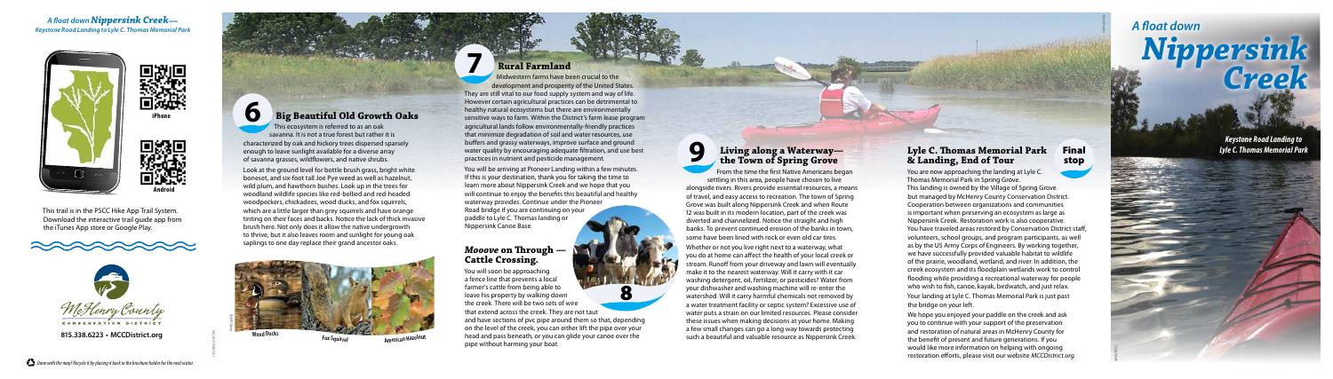*A float down Nippersink Creek— Keystone Road Landing to Lyle C. Thomas Memorial Park*

iPhone

Android

This trail is in the PSCC Hike App Trail System. Download the interactive trail guide app from the iTunes App store or Google Play.

McHenry County CONSERVATION DISTRICT

815.338.6223 • MCCDistrict.org

Done with the map? Recycle it by placing it back in the brochure holder for the next visitor.

## 6 Big Beautiful Old Growth Oaks

This ecosystem is referred to as an oak savanna. It is not a true forest but rather it is characterized by oak and hickory trees dispersed sparsely enough to leave sunlight available for a diverse array of savanna grasses, wildflowers, and native shrubs.

Look at the ground level for bottle brush grass, bright white boneset, and six-foot tall Joe Pye weed as well as hazelnut, wild plum, and hawthorn bushes. Look up in the trees for woodland wildlife species like red-bellied and red-headed woodpeckers, chickadees, wood ducks, and fox squirrels, which are a little larger than grey squirrels and have orange tinting on their faces and backs. Notice the lack of thick invasive brush here. Not only does it allow the native undergrowth to thrive, but it also leaves room and sunlight for young oak saplings to one day replace their grand ancestor oaks.

Wood Ducks

Fox Squirrel

American Hazelnut

## 7 Rural Farmland

Midwestern farms have been crucial to the development and prosperity of the United States. They are still vital to our food supply system and way of life. However certain agricultural practices can be detrimental to healthy natural ecosystems but there are environmentally sensitive ways to farm. Within the District's farm lease program agricultural lands follow environmentally-friendly practices that minimize degradation of soil and water resources, use buffers and grassy waterways, improve surface and ground water quality by encouraging adequate filtration, and use best practices in nutrient and pesticide management.

You will be arriving at Pioneer Landing within a few minutes. If this is your destination, thank you for taking the time to learn more about Nippersink Creek and we hope that you will continue to enjoy the benefits this beautiful and healthy waterway provides. Continue under the Pioneer Road bridge if you are continuing on your paddle to Lyle C. Thomas landing or Nippersink Canoe Base.

### *Mooove* on Through — Cattle Crossing.

You will soon be approaching a fence line that prevents a local farmer's cattle from being able to leave his property by walking down the creek. There will be two sets of wire that extend across the creek. They are not taut and have sections of pvc pipe around them so that, depending on the level of the creek, you can either lift the pipe over your head and pass beneath, or you can glide your canoe over the pipe without harming your boat.

8

## 9 Living along a Waterway— the Town of Spring Grove

From the time the first Native Americans began settling in this area, people have chosen to live alongside rivers. Rivers provide essential resources, a means of travel, and easy access to recreation. The town of Spring Grove was built along Nippersink Creek and when Route 12 was built in its modern location, part of the creek was diverted and channelized. Notice the straight and high banks. To prevent continued erosion of the banks in town, some have been lined with rock or even old car tires.

Whether or not you live right next to a waterway, what you do at home can affect the health of your local creek or stream. Runoff from your driveway and lawn will eventually make it to the nearest waterway. Will it carry with it car washing detergent, oil, fertilizer, or pesticides? Water from your dishwasher and washing machine will re-enter the watershed. Will it carry harmful chemicals not removed by a water treatment facility or septic system? Excessive use of water puts a strain on our limited resources. Please consider these issues when making decisions at your home. Making a few small changes can go a long way towards protecting such a beautiful and valuable resource as Nippersink Creek.

## Lyle C. Thomas Memorial Park & Landing, End of Tour

**Final stop**

You are now approaching the landing at Lyle C. Thomas Memorial Park in Spring Grove. This landing is owned by the Village of Spring Grove but managed by McHenry County Conservation District. Cooperation between organizations and communities is important when preserving an ecosystem as large as Nippersink Creek. Restoration work is also cooperative. You have traveled areas restored by Conservation District staff, volunteers, school groups, and program participants, as well as by the US Army Corps of Engineers. By working together, we have successfully provided valuable habitat to wildlife of the prairie, woodland, wetland, and river. In addition, the creek ecosystem and its floodplain wetlands work to control flooding while providing a recreational waterway for people who wish to fish, canoe, kayak, birdwatch, and just relax.

Your landing at Lyle C. Thomas Memorial Park is just past the bridge on your left.

We hope you enjoyed your paddle on the creek and ask you to continue with your support of the preservation and restoration of natural areas in McHenry County for the benefit of present and future generations. If you would like more information on helping with ongoing restoration efforts, please visit our website *MCCDistrict.org*.

# *A float down Nippersink Creek*

*Keystone Road Landing to Lyle C. Thomas Memorial Park*